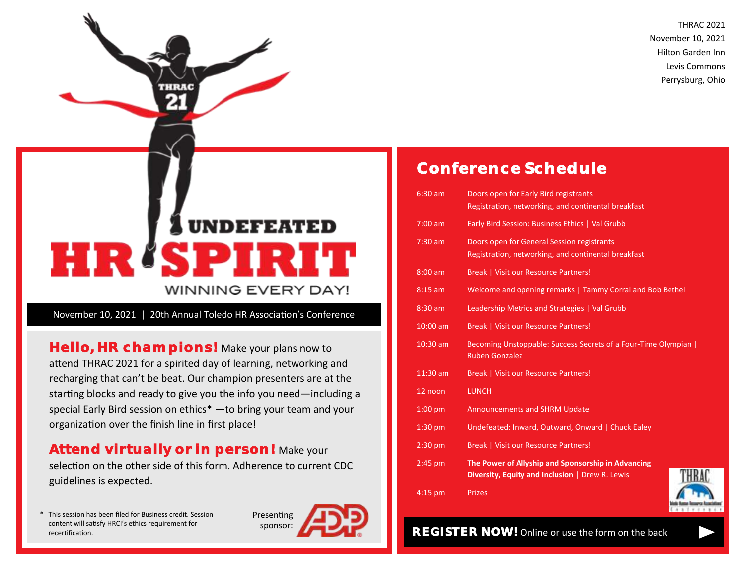THRAC 2021
November 10, 2021
Hilton Garden Inn
Levis Commons
Perrysburg, Ohio

THRAC 21

# UNDEFEATED HR SPIRIT

## WINNING EVERY DAY!

November 10, 2021 | 20th Annual Toledo HR Association's Conference

**Hello, HR champions!** Make your plans now to attend THRAC 2021 for a spirited day of learning, networking and recharging that can't be beat. Our champion presenters are at the starting blocks and ready to give you the info you need—including a special Early Bird session on ethics* —to bring your team and your organization over the finish line in first place!

**Attend virtually or in person!** Make your selection on the other side of this form. Adherence to current CDC guidelines is expected.

\* This session has been filed for Business credit. Session content will satisfy HRCI's ethics requirement for recertification.

Presenting sponsor: ADP

## Conference Schedule

| | |
|---|---|
| 6:30 am | Doors open for Early Bird registrants<br>Registration, networking, and continental breakfast |
| 7:00 am | Early Bird Session: Business Ethics \| Val Grubb |
| 7:30 am | Doors open for General Session registrants<br>Registration, networking, and continental breakfast |
| 8:00 am | Break \| Visit our Resource Partners! |
| 8:15 am | Welcome and opening remarks \| Tammy Corral and Bob Bethel |
| 8:30 am | Leadership Metrics and Strategies \| Val Grubb |
| 10:00 am | Break \| Visit our Resource Partners! |
| 10:30 am | Becoming Unstoppable: Success Secrets of a Four-Time Olympian \| Ruben Gonzalez |
| 11:30 am | Break \| Visit our Resource Partners! |
| 12 noon | LUNCH |
| 1:00 pm | Announcements and SHRM Update |
| 1:30 pm | Undefeated: Inward, Outward, Onward \| Chuck Ealey |
| 2:30 pm | Break \| Visit our Resource Partners! |
| 2:45 pm | **The Power of Allyship and Sponsorship in Advancing Diversity, Equity and Inclusion** \| Drew R. Lewis |
| 4:15 pm | Prizes |

THRAC

**REGISTER NOW!** Online or use the form on the back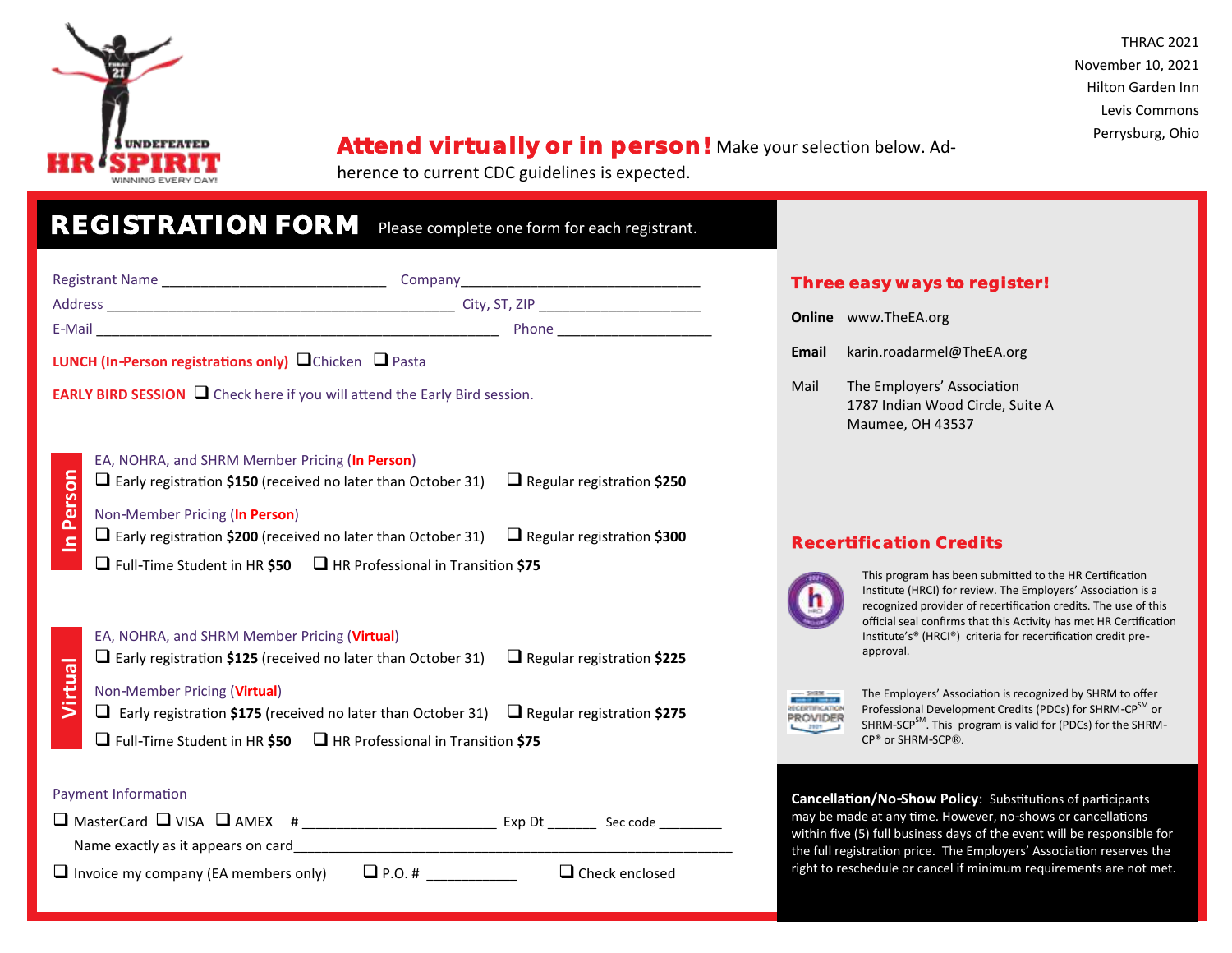THRAC 2021
November 10, 2021
Hilton Garden Inn
Levis Commons
Perrysburg, Ohio

UNDEFEATED HR SPIRIT
WINNING EVERY DAY!

**Attend virtually or in person!** Make your selection below. Adherence to current CDC guidelines is expected.

# REGISTRATION FORM

Please complete one form for each registrant.

Registrant Name ______________________________ Company________________________________

Address ______________________________________________ City, ST, ZIP ______________________

E-Mail _____________________________________________________ Phone _____________________

**LUNCH (In-Person registrations only)** ❑ Chicken ❑ Pasta

**EARLY BIRD SESSION** ❑ Check here if you will attend the Early Bird session.

## In Person

EA, NOHRA, and SHRM Member Pricing (**In Person**)

❑ Early registration **$150** (received no later than October 31) ❑ Regular registration **$250**

Non-Member Pricing (**In Person**)

❑ Early registration **$200** (received no later than October 31) ❑ Regular registration **$300**

❑ Full-Time Student in HR **$50** ❑ HR Professional in Transition **$75**

## Virtual

EA, NOHRA, and SHRM Member Pricing (**Virtual**)

❑ Early registration **$125** (received no later than October 31) ❑ Regular registration **$225**

Non-Member Pricing (**Virtual**)

❑ Early registration **$175** (received no later than October 31) ❑ Regular registration **$275**

❑ Full-Time Student in HR **$50** ❑ HR Professional in Transition **$75**

## Payment Information

❑ MasterCard ❑ VISA ❑ AMEX # _________________________ Exp Dt _______ Sec code ________

Name exactly as it appears on card_____________________________________________________________

❑ Invoice my company (EA members only) ❑ P.O. # ___________ ❑ Check enclosed

## Three easy ways to register!

**Online** www.TheEA.org

**Email** karin.roadarmel@TheEA.org

Mail The Employers' Association
1787 Indian Wood Circle, Suite A
Maumee, OH 43537

## Recertification Credits

This program has been submitted to the HR Certification Institute (HRCI) for review. The Employers' Association is a recognized provider of recertification credits. The use of this official seal confirms that this Activity has met HR Certification Institute's® (HRCI®) criteria for recertification credit pre-approval.

The Employers' Association is recognized by SHRM to offer Professional Development Credits (PDCs) for SHRM-CP℠ or SHRM-SCP℠. This program is valid for (PDCs) for the SHRM-CP® or SHRM-SCP®.

**Cancellation/No-Show Policy**: Substitutions of participants may be made at any time. However, no-shows or cancellations within five (5) full business days of the event will be responsible for the full registration price. The Employers' Association reserves the right to reschedule or cancel if minimum requirements are not met.